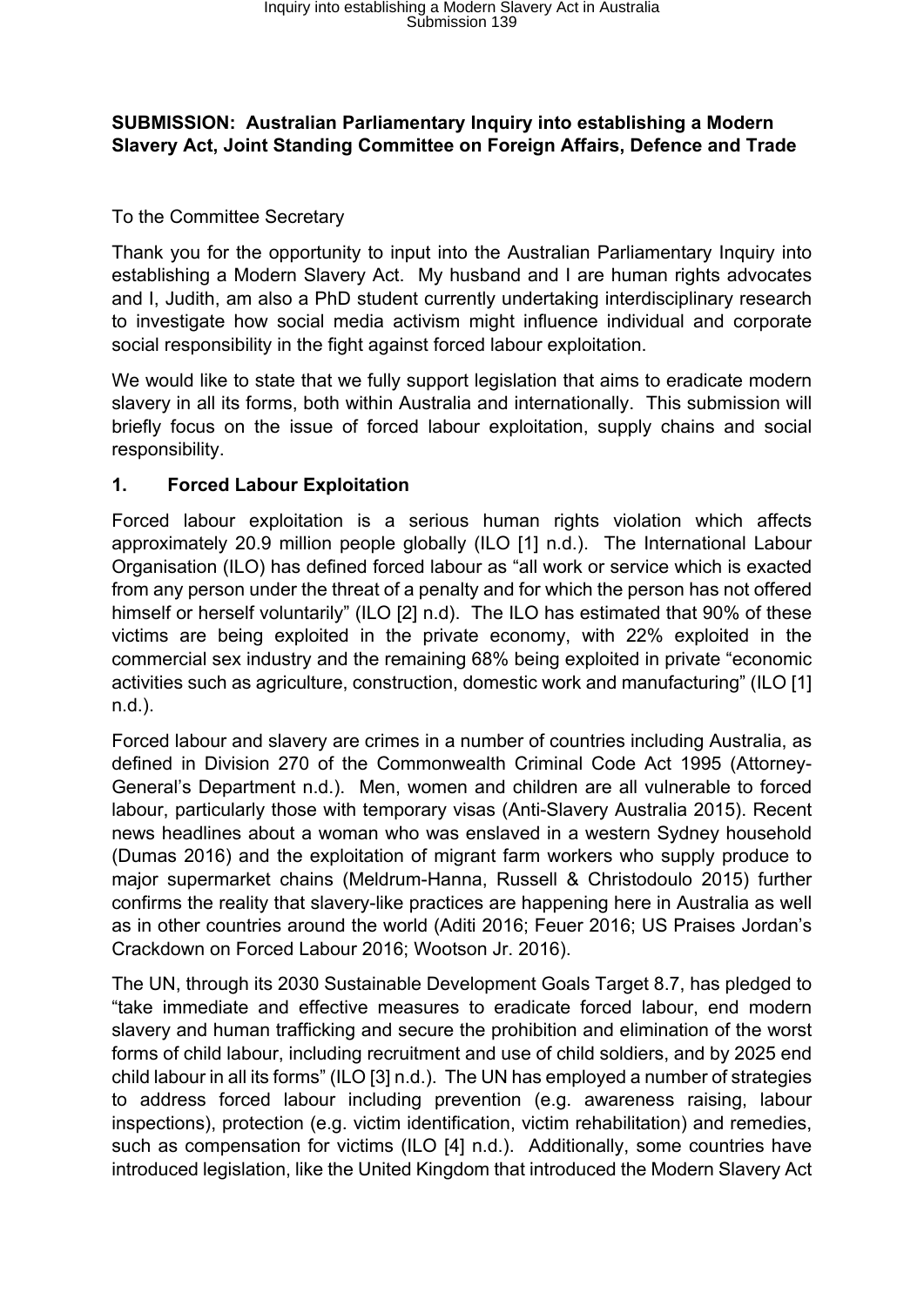**SUBMISSION: Australian Parliamentary Inquiry into establishing a Modern Slavery Act, Joint Standing Committee on Foreign Affairs, Defence and Trade**

To the Committee Secretary

Thank you for the opportunity to input into the Australian Parliamentary Inquiry into establishing a Modern Slavery Act. My husband and I are human rights advocates and I, Judith, am also a PhD student currently undertaking interdisciplinary research to investigate how social media activism might influence individual and corporate social responsibility in the fight against forced labour exploitation.

We would like to state that we fully support legislation that aims to eradicate modern slavery in all its forms, both within Australia and internationally. This submission will briefly focus on the issue of forced labour exploitation, supply chains and social responsibility.

## 1. Forced Labour Exploitation

Forced labour exploitation is a serious human rights violation which affects approximately 20.9 million people globally (ILO [1] n.d.). The International Labour Organisation (ILO) has defined forced labour as "all work or service which is exacted from any person under the threat of a penalty and for which the person has not offered himself or herself voluntarily" (ILO [2] n.d). The ILO has estimated that 90% of these victims are being exploited in the private economy, with 22% exploited in the commercial sex industry and the remaining 68% being exploited in private "economic activities such as agriculture, construction, domestic work and manufacturing" (ILO [1] n.d.).

Forced labour and slavery are crimes in a number of countries including Australia, as defined in Division 270 of the Commonwealth Criminal Code Act 1995 (Attorney-General's Department n.d.). Men, women and children are all vulnerable to forced labour, particularly those with temporary visas (Anti-Slavery Australia 2015). Recent news headlines about a woman who was enslaved in a western Sydney household (Dumas 2016) and the exploitation of migrant farm workers who supply produce to major supermarket chains (Meldrum-Hanna, Russell & Christodoulo 2015) further confirms the reality that slavery-like practices are happening here in Australia as well as in other countries around the world (Aditi 2016; Feuer 2016; US Praises Jordan's Crackdown on Forced Labour 2016; Wootson Jr. 2016).

The UN, through its 2030 Sustainable Development Goals Target 8.7, has pledged to "take immediate and effective measures to eradicate forced labour, end modern slavery and human trafficking and secure the prohibition and elimination of the worst forms of child labour, including recruitment and use of child soldiers, and by 2025 end child labour in all its forms" (ILO [3] n.d.). The UN has employed a number of strategies to address forced labour including prevention (e.g. awareness raising, labour inspections), protection (e.g. victim identification, victim rehabilitation) and remedies, such as compensation for victims (ILO [4] n.d.). Additionally, some countries have introduced legislation, like the United Kingdom that introduced the Modern Slavery Act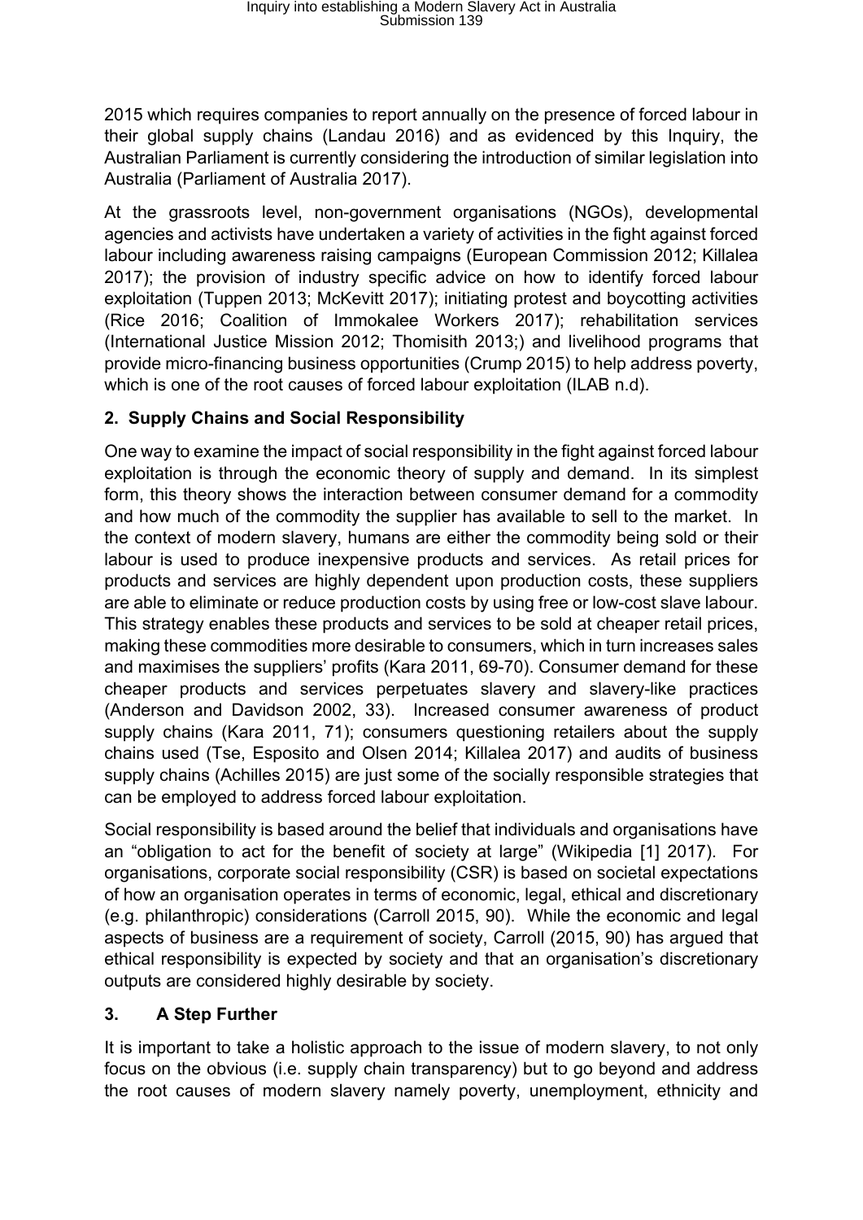2015 which requires companies to report annually on the presence of forced labour in their global supply chains (Landau 2016) and as evidenced by this Inquiry, the Australian Parliament is currently considering the introduction of similar legislation into Australia (Parliament of Australia 2017).

At the grassroots level, non-government organisations (NGOs), developmental agencies and activists have undertaken a variety of activities in the fight against forced labour including awareness raising campaigns (European Commission 2012; Killalea 2017); the provision of industry specific advice on how to identify forced labour exploitation (Tuppen 2013; McKevitt 2017); initiating protest and boycotting activities (Rice 2016; Coalition of Immokalee Workers 2017); rehabilitation services (International Justice Mission 2012; Thomisith 2013;) and livelihood programs that provide micro-financing business opportunities (Crump 2015) to help address poverty, which is one of the root causes of forced labour exploitation (ILAB n.d).

## 2. Supply Chains and Social Responsibility

One way to examine the impact of social responsibility in the fight against forced labour exploitation is through the economic theory of supply and demand. In its simplest form, this theory shows the interaction between consumer demand for a commodity and how much of the commodity the supplier has available to sell to the market. In the context of modern slavery, humans are either the commodity being sold or their labour is used to produce inexpensive products and services. As retail prices for products and services are highly dependent upon production costs, these suppliers are able to eliminate or reduce production costs by using free or low-cost slave labour. This strategy enables these products and services to be sold at cheaper retail prices, making these commodities more desirable to consumers, which in turn increases sales and maximises the suppliers' profits (Kara 2011, 69-70). Consumer demand for these cheaper products and services perpetuates slavery and slavery-like practices (Anderson and Davidson 2002, 33). Increased consumer awareness of product supply chains (Kara 2011, 71); consumers questioning retailers about the supply chains used (Tse, Esposito and Olsen 2014; Killalea 2017) and audits of business supply chains (Achilles 2015) are just some of the socially responsible strategies that can be employed to address forced labour exploitation.

Social responsibility is based around the belief that individuals and organisations have an "obligation to act for the benefit of society at large" (Wikipedia [1] 2017). For organisations, corporate social responsibility (CSR) is based on societal expectations of how an organisation operates in terms of economic, legal, ethical and discretionary (e.g. philanthropic) considerations (Carroll 2015, 90). While the economic and legal aspects of business are a requirement of society, Carroll (2015, 90) has argued that ethical responsibility is expected by society and that an organisation's discretionary outputs are considered highly desirable by society.

## 3. A Step Further

It is important to take a holistic approach to the issue of modern slavery, to not only focus on the obvious (i.e. supply chain transparency) but to go beyond and address the root causes of modern slavery namely poverty, unemployment, ethnicity and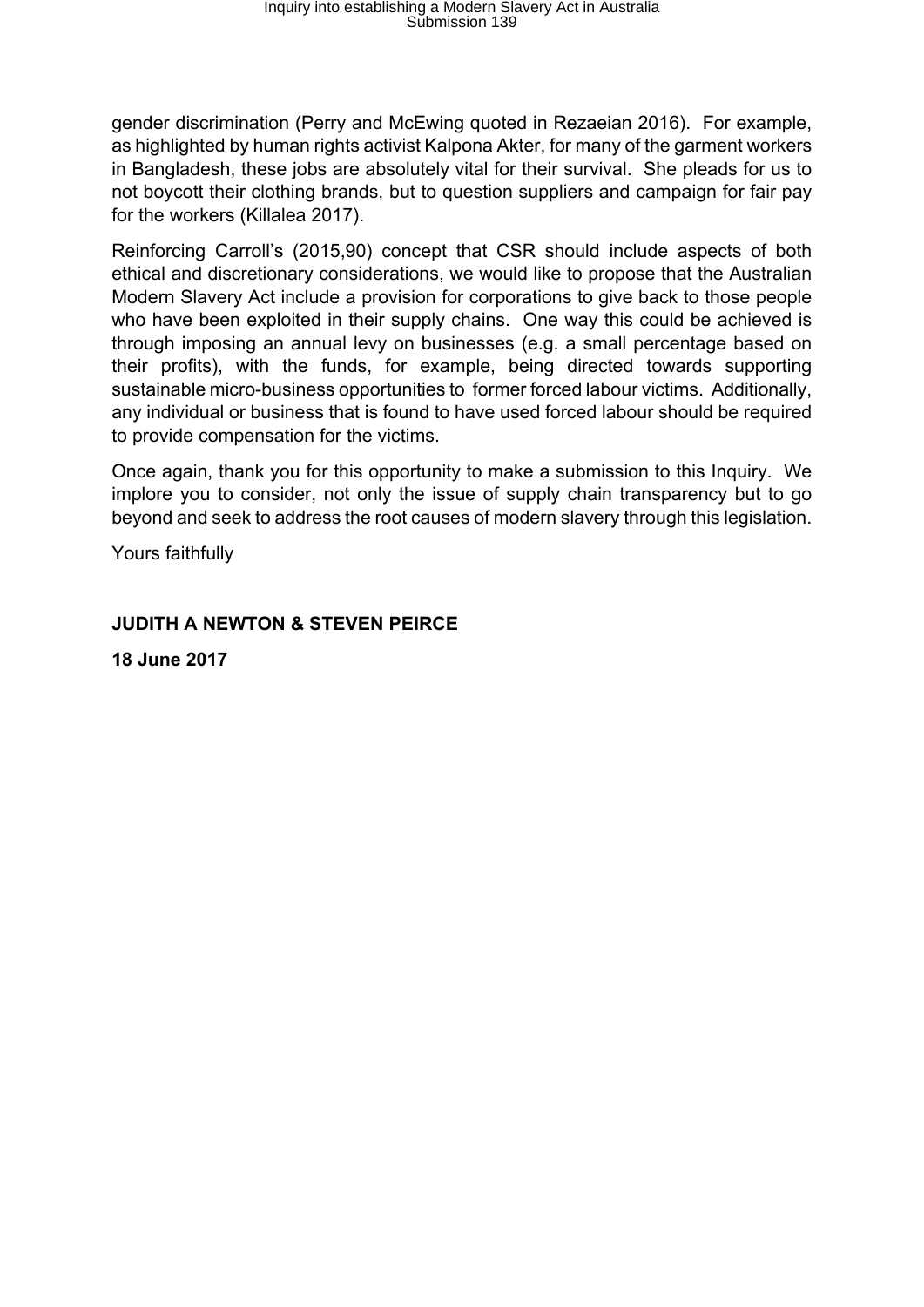gender discrimination (Perry and McEwing quoted in Rezaeian 2016). For example, as highlighted by human rights activist Kalpona Akter, for many of the garment workers in Bangladesh, these jobs are absolutely vital for their survival. She pleads for us to not boycott their clothing brands, but to question suppliers and campaign for fair pay for the workers (Killalea 2017).

Reinforcing Carroll's (2015,90) concept that CSR should include aspects of both ethical and discretionary considerations, we would like to propose that the Australian Modern Slavery Act include a provision for corporations to give back to those people who have been exploited in their supply chains. One way this could be achieved is through imposing an annual levy on businesses (e.g. a small percentage based on their profits), with the funds, for example, being directed towards supporting sustainable micro-business opportunities to former forced labour victims. Additionally, any individual or business that is found to have used forced labour should be required to provide compensation for the victims.

Once again, thank you for this opportunity to make a submission to this Inquiry. We implore you to consider, not only the issue of supply chain transparency but to go beyond and seek to address the root causes of modern slavery through this legislation.

Yours faithfully

**JUDITH A NEWTON & STEVEN PEIRCE**

**18 June 2017**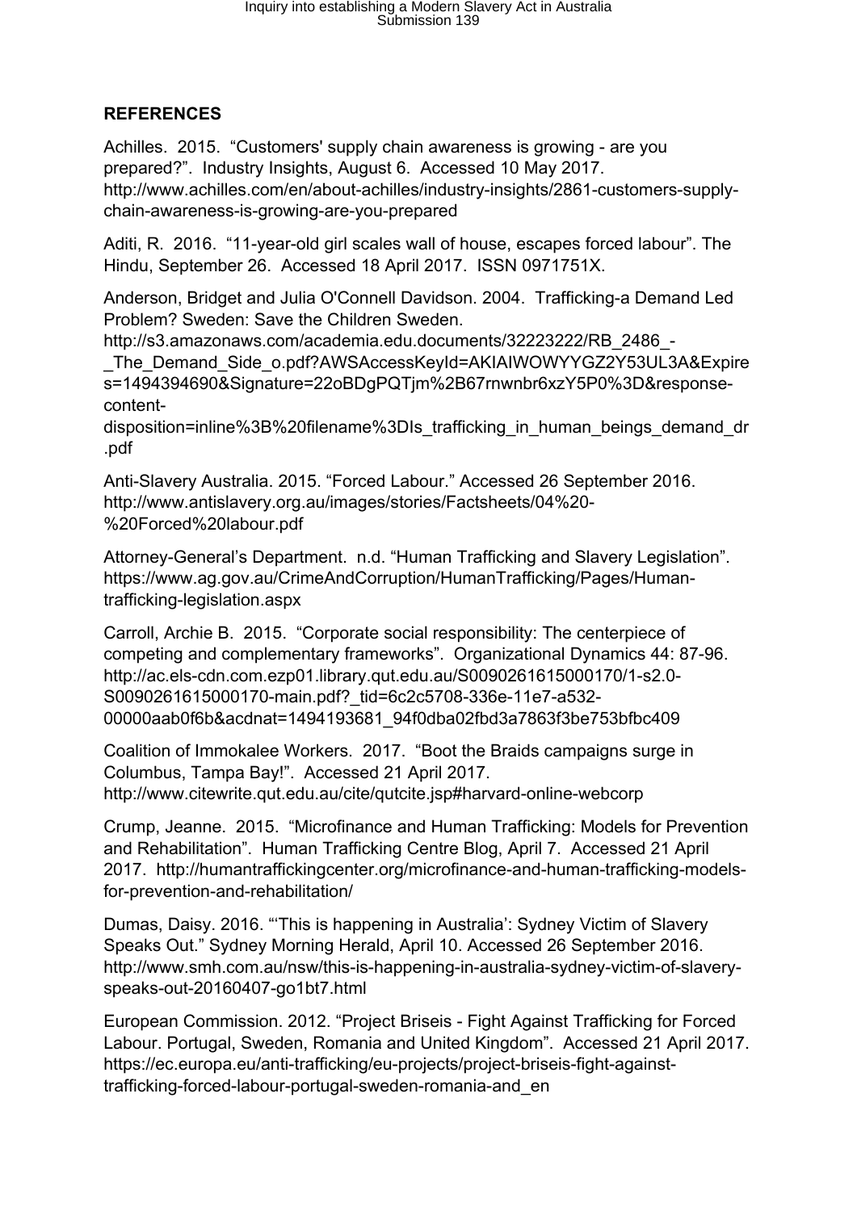## REFERENCES

Achilles. 2015. "Customers' supply chain awareness is growing - are you prepared?". Industry Insights, August 6. Accessed 10 May 2017. http://www.achilles.com/en/about-achilles/industry-insights/2861-customers-supply-chain-awareness-is-growing-are-you-prepared

Aditi, R. 2016. "11-year-old girl scales wall of house, escapes forced labour". The Hindu, September 26. Accessed 18 April 2017. ISSN 0971751X.

Anderson, Bridget and Julia O'Connell Davidson. 2004. Trafficking-a Demand Led Problem? Sweden: Save the Children Sweden. http://s3.amazonaws.com/academia.edu.documents/32223222/RB_2486_-_The_Demand_Side_o.pdf?AWSAccessKeyId=AKIAIWOWYYGZ2Y53UL3A&Expires=1494394690&Signature=22oBDgPQTjm%2B67rnwnbr6xzY5P0%3D&response-content-disposition=inline%3B%20filename%3DIs_trafficking_in_human_beings_demand_dr.pdf

Anti-Slavery Australia. 2015. "Forced Labour." Accessed 26 September 2016. http://www.antislavery.org.au/images/stories/Factsheets/04%20-%20Forced%20labour.pdf

Attorney-General's Department. n.d. "Human Trafficking and Slavery Legislation". https://www.ag.gov.au/CrimeAndCorruption/HumanTrafficking/Pages/Human-trafficking-legislation.aspx

Carroll, Archie B. 2015. "Corporate social responsibility: The centerpiece of competing and complementary frameworks". Organizational Dynamics 44: 87-96. http://ac.els-cdn.com.ezp01.library.qut.edu.au/S0090261615000170/1-s2.0-S0090261615000170-main.pdf?_tid=6c2c5708-336e-11e7-a532-00000aab0f6b&acdnat=1494193681_94f0dba02fbd3a7863f3be753bfbc409

Coalition of Immokalee Workers. 2017. "Boot the Braids campaigns surge in Columbus, Tampa Bay!". Accessed 21 April 2017. http://www.citewrite.qut.edu.au/cite/qutcite.jsp#harvard-online-webcorp

Crump, Jeanne. 2015. "Microfinance and Human Trafficking: Models for Prevention and Rehabilitation". Human Trafficking Centre Blog, April 7. Accessed 21 April 2017. http://humantraffickingcenter.org/microfinance-and-human-trafficking-models-for-prevention-and-rehabilitation/

Dumas, Daisy. 2016. "'This is happening in Australia': Sydney Victim of Slavery Speaks Out." Sydney Morning Herald, April 10. Accessed 26 September 2016. http://www.smh.com.au/nsw/this-is-happening-in-australia-sydney-victim-of-slavery-speaks-out-20160407-go1bt7.html

European Commission. 2012. "Project Briseis - Fight Against Trafficking for Forced Labour. Portugal, Sweden, Romania and United Kingdom". Accessed 21 April 2017. https://ec.europa.eu/anti-trafficking/eu-projects/project-briseis-fight-against-trafficking-forced-labour-portugal-sweden-romania-and_en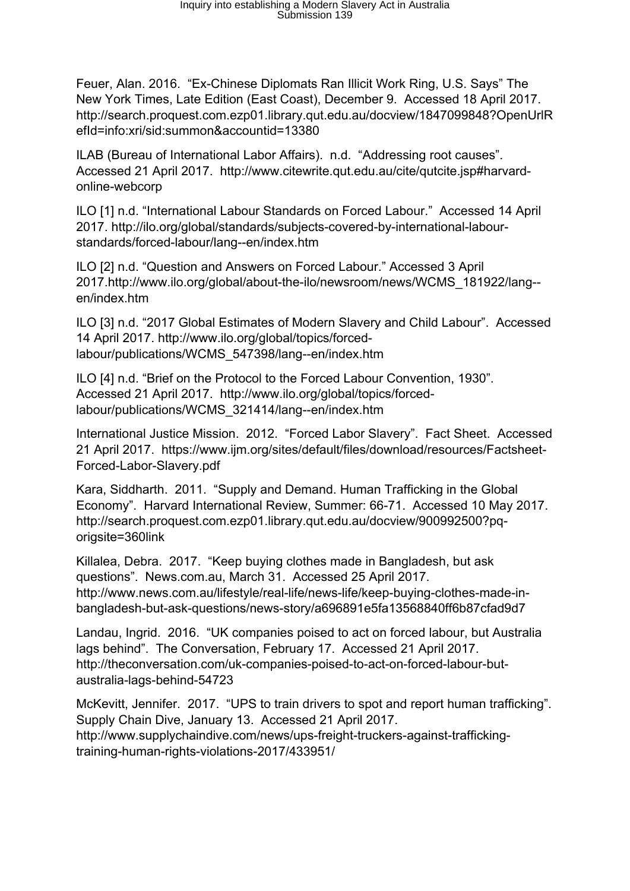Feuer, Alan. 2016. “Ex-Chinese Diplomats Ran Illicit Work Ring, U.S. Says” The New York Times, Late Edition (East Coast), December 9. Accessed 18 April 2017. http://search.proquest.com.ezp01.library.qut.edu.au/docview/1847099848?OpenUrlRefId=info:xri/sid:summon&accountid=13380

ILAB (Bureau of International Labor Affairs). n.d. “Addressing root causes”. Accessed 21 April 2017. http://www.citewrite.qut.edu.au/cite/qutcite.jsp#harvard-online-webcorp

ILO [1] n.d. “International Labour Standards on Forced Labour.” Accessed 14 April 2017. http://ilo.org/global/standards/subjects-covered-by-international-labour-standards/forced-labour/lang--en/index.htm

ILO [2] n.d. “Question and Answers on Forced Labour.” Accessed 3 April 2017.http://www.ilo.org/global/about-the-ilo/newsroom/news/WCMS_181922/lang--en/index.htm

ILO [3] n.d. “2017 Global Estimates of Modern Slavery and Child Labour”. Accessed 14 April 2017. http://www.ilo.org/global/topics/forced-labour/publications/WCMS_547398/lang--en/index.htm

ILO [4] n.d. “Brief on the Protocol to the Forced Labour Convention, 1930”. Accessed 21 April 2017. http://www.ilo.org/global/topics/forced-labour/publications/WCMS_321414/lang--en/index.htm

International Justice Mission. 2012. “Forced Labor Slavery”. Fact Sheet. Accessed 21 April 2017. https://www.ijm.org/sites/default/files/download/resources/Factsheet-Forced-Labor-Slavery.pdf

Kara, Siddharth. 2011. “Supply and Demand. Human Trafficking in the Global Economy”. Harvard International Review, Summer: 66-71. Accessed 10 May 2017. http://search.proquest.com.ezp01.library.qut.edu.au/docview/900992500?pq-origsite=360link

Killalea, Debra. 2017. “Keep buying clothes made in Bangladesh, but ask questions”. News.com.au, March 31. Accessed 25 April 2017. http://www.news.com.au/lifestyle/real-life/news-life/keep-buying-clothes-made-in-bangladesh-but-ask-questions/news-story/a696891e5fa13568840ff6b87cfad9d7

Landau, Ingrid. 2016. “UK companies poised to act on forced labour, but Australia lags behind”. The Conversation, February 17. Accessed 21 April 2017. http://theconversation.com/uk-companies-poised-to-act-on-forced-labour-but-australia-lags-behind-54723

McKevitt, Jennifer. 2017. “UPS to train drivers to spot and report human trafficking”. Supply Chain Dive, January 13. Accessed 21 April 2017. http://www.supplychaindive.com/news/ups-freight-truckers-against-trafficking-training-human-rights-violations-2017/433951/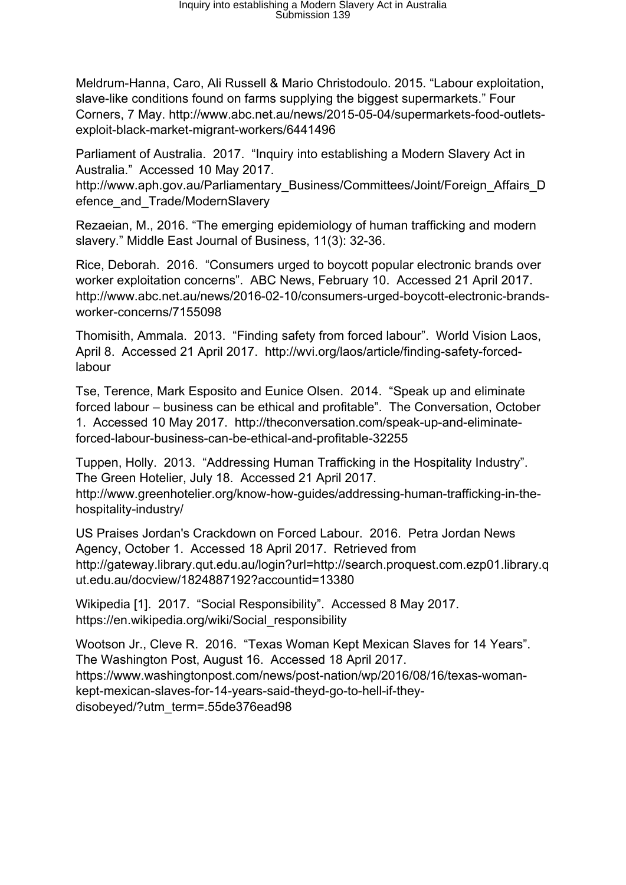Meldrum-Hanna, Caro, Ali Russell & Mario Christodoulo. 2015. “Labour exploitation, slave-like conditions found on farms supplying the biggest supermarkets.” Four Corners, 7 May. http://www.abc.net.au/news/2015-05-04/supermarkets-food-outlets-exploit-black-market-migrant-workers/6441496

Parliament of Australia. 2017. “Inquiry into establishing a Modern Slavery Act in Australia.” Accessed 10 May 2017. http://www.aph.gov.au/Parliamentary_Business/Committees/Joint/Foreign_Affairs_Defence_and_Trade/ModernSlavery

Rezaeian, M., 2016. “The emerging epidemiology of human trafficking and modern slavery.” Middle East Journal of Business, 11(3): 32-36.

Rice, Deborah. 2016. “Consumers urged to boycott popular electronic brands over worker exploitation concerns”. ABC News, February 10. Accessed 21 April 2017. http://www.abc.net.au/news/2016-02-10/consumers-urged-boycott-electronic-brands-worker-concerns/7155098

Thomisith, Ammala. 2013. “Finding safety from forced labour”. World Vision Laos, April 8. Accessed 21 April 2017. http://wvi.org/laos/article/finding-safety-forced-labour

Tse, Terence, Mark Esposito and Eunice Olsen. 2014. “Speak up and eliminate forced labour – business can be ethical and profitable”. The Conversation, October 1. Accessed 10 May 2017. http://theconversation.com/speak-up-and-eliminate-forced-labour-business-can-be-ethical-and-profitable-32255

Tuppen, Holly. 2013. “Addressing Human Trafficking in the Hospitality Industry”. The Green Hotelier, July 18. Accessed 21 April 2017. http://www.greenhotelier.org/know-how-guides/addressing-human-trafficking-in-the-hospitality-industry/

US Praises Jordan's Crackdown on Forced Labour. 2016. Petra Jordan News Agency, October 1. Accessed 18 April 2017. Retrieved from http://gateway.library.qut.edu.au/login?url=http://search.proquest.com.ezp01.library.qut.edu.au/docview/1824887192?accountid=13380

Wikipedia [1]. 2017. “Social Responsibility”. Accessed 8 May 2017. https://en.wikipedia.org/wiki/Social_responsibility

Wootson Jr., Cleve R. 2016. “Texas Woman Kept Mexican Slaves for 14 Years”. The Washington Post, August 16. Accessed 18 April 2017. https://www.washingtonpost.com/news/post-nation/wp/2016/08/16/texas-woman-kept-mexican-slaves-for-14-years-said-theyd-go-to-hell-if-they-disobeyed/?utm_term=.55de376ead98